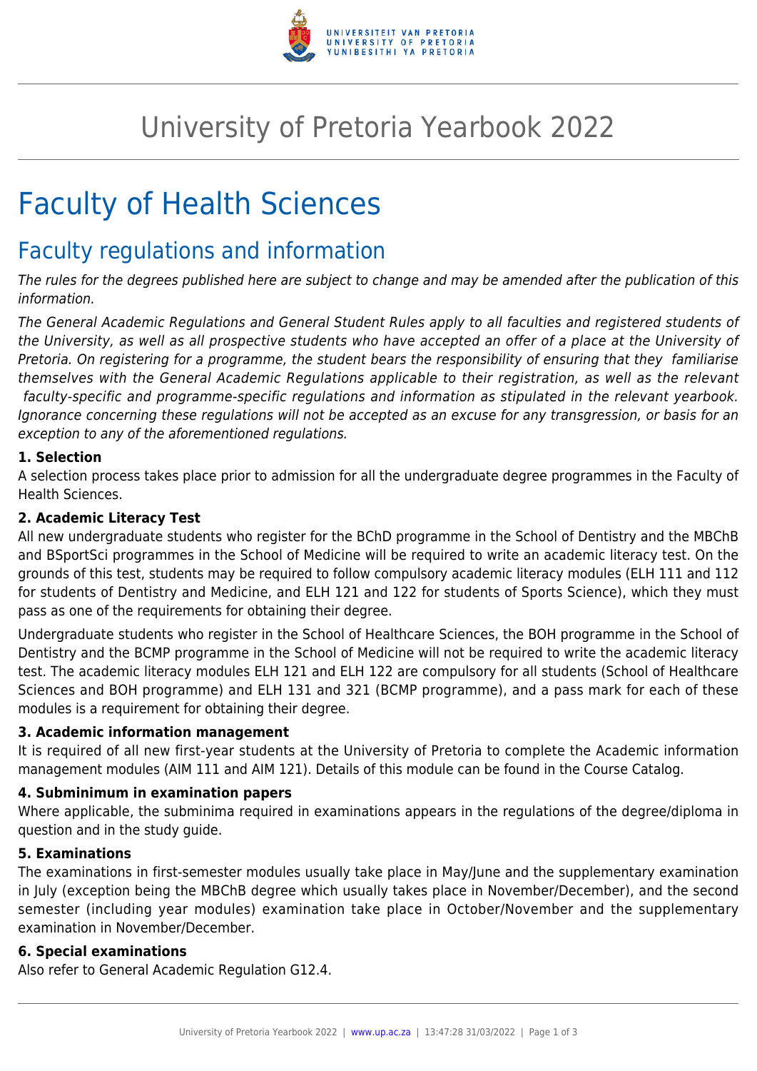# University of Pretoria Yearbook 2022

# Faculty of Health Sciences

## Faculty regulations and information

*The rules for the degrees published here are subject to change and may be amended after the publication of this information.*

*The General Academic Regulations and General Student Rules apply to all faculties and registered students of the University, as well as all prospective students who have accepted an offer of a place at the University of Pretoria. On registering for a programme, the student bears the responsibility of ensuring that they familiarise themselves with the General Academic Regulations applicable to their registration, as well as the relevant faculty-specific and programme-specific regulations and information as stipulated in the relevant yearbook. Ignorance concerning these regulations will not be accepted as an excuse for any transgression, or basis for an exception to any of the aforementioned regulations.*

**1. Selection**

A selection process takes place prior to admission for all the undergraduate degree programmes in the Faculty of Health Sciences.

**2. Academic Literacy Test**

All new undergraduate students who register for the BChD programme in the School of Dentistry and the MBChB and BSportSci programmes in the School of Medicine will be required to write an academic literacy test. On the grounds of this test, students may be required to follow compulsory academic literacy modules (ELH 111 and 112 for students of Dentistry and Medicine, and ELH 121 and 122 for students of Sports Science), which they must pass as one of the requirements for obtaining their degree.

Undergraduate students who register in the School of Healthcare Sciences, the BOH programme in the School of Dentistry and the BCMP programme in the School of Medicine will not be required to write the academic literacy test. The academic literacy modules ELH 121 and ELH 122 are compulsory for all students (School of Healthcare Sciences and BOH programme) and ELH 131 and 321 (BCMP programme), and a pass mark for each of these modules is a requirement for obtaining their degree.

**3. Academic information management**

It is required of all new first-year students at the University of Pretoria to complete the Academic information management modules (AIM 111 and AIM 121). Details of this module can be found in the Course Catalog.

**4. Subminimum in examination papers**

Where applicable, the subminima required in examinations appears in the regulations of the degree/diploma in question and in the study guide.

**5. Examinations**

The examinations in first-semester modules usually take place in May/June and the supplementary examination in July (exception being the MBChB degree which usually takes place in November/December), and the second semester (including year modules) examination take place in October/November and the supplementary examination in November/December.

**6. Special examinations**

Also refer to General Academic Regulation G12.4.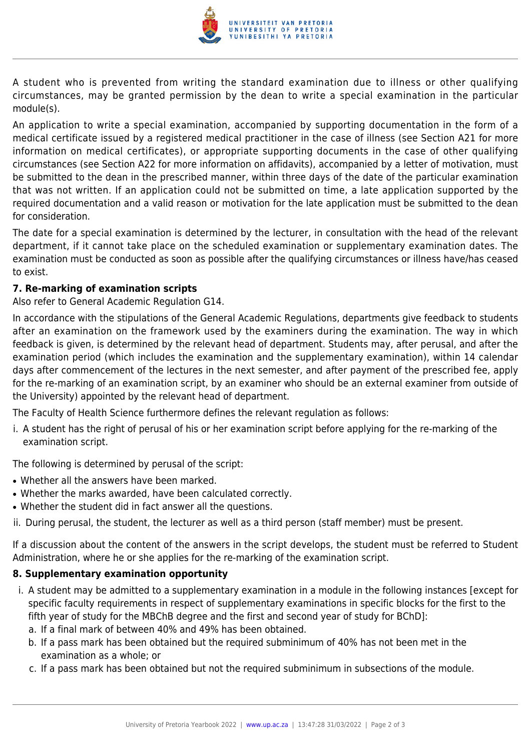A student who is prevented from writing the standard examination due to illness or other qualifying circumstances, may be granted permission by the dean to write a special examination in the particular module(s).

An application to write a special examination, accompanied by supporting documentation in the form of a medical certificate issued by a registered medical practitioner in the case of illness (see Section A21 for more information on medical certificates), or appropriate supporting documents in the case of other qualifying circumstances (see Section A22 for more information on affidavits), accompanied by a letter of motivation, must be submitted to the dean in the prescribed manner, within three days of the date of the particular examination that was not written. If an application could not be submitted on time, a late application supported by the required documentation and a valid reason or motivation for the late application must be submitted to the dean for consideration.

The date for a special examination is determined by the lecturer, in consultation with the head of the relevant department, if it cannot take place on the scheduled examination or supplementary examination dates. The examination must be conducted as soon as possible after the qualifying circumstances or illness have/has ceased to exist.

### 7. Re-marking of examination scripts

Also refer to General Academic Regulation G14.

In accordance with the stipulations of the General Academic Regulations, departments give feedback to students after an examination on the framework used by the examiners during the examination. The way in which feedback is given, is determined by the relevant head of department. Students may, after perusal, and after the examination period (which includes the examination and the supplementary examination), within 14 calendar days after commencement of the lectures in the next semester, and after payment of the prescribed fee, apply for the re-marking of an examination script, by an examiner who should be an external examiner from outside of the University) appointed by the relevant head of department.

The Faculty of Health Science furthermore defines the relevant regulation as follows:

i. A student has the right of perusal of his or her examination script before applying for the re-marking of the examination script.

The following is determined by perusal of the script:

- Whether all the answers have been marked.
- Whether the marks awarded, have been calculated correctly.
- Whether the student did in fact answer all the questions.

ii. During perusal, the student, the lecturer as well as a third person (staff member) must be present.

If a discussion about the content of the answers in the script develops, the student must be referred to Student Administration, where he or she applies for the re-marking of the examination script.

### 8. Supplementary examination opportunity

i. A student may be admitted to a supplementary examination in a module in the following instances [except for specific faculty requirements in respect of supplementary examinations in specific blocks for the first to the fifth year of study for the MBChB degree and the first and second year of study for BChD]:
   a. If a final mark of between 40% and 49% has been obtained.
   b. If a pass mark has been obtained but the required subminimum of 40% has not been met in the examination as a whole; or
   c. If a pass mark has been obtained but not the required subminimum in subsections of the module.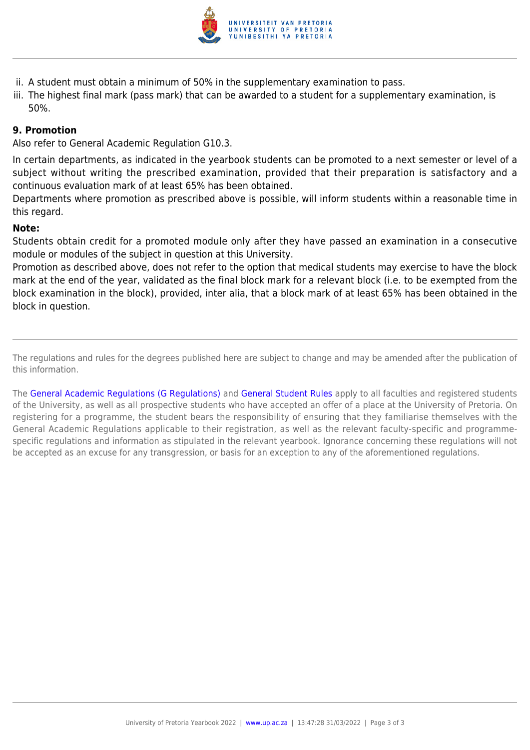ii. A student must obtain a minimum of 50% in the supplementary examination to pass.
iii. The highest final mark (pass mark) that can be awarded to a student for a supplementary examination, is 50%.

### 9. Promotion

Also refer to General Academic Regulation G10.3.

In certain departments, as indicated in the yearbook students can be promoted to a next semester or level of a subject without writing the prescribed examination, provided that their preparation is satisfactory and a continuous evaluation mark of at least 65% has been obtained.

Departments where promotion as prescribed above is possible, will inform students within a reasonable time in this regard.

**Note:**

Students obtain credit for a promoted module only after they have passed an examination in a consecutive module or modules of the subject in question at this University.

Promotion as described above, does not refer to the option that medical students may exercise to have the block mark at the end of the year, validated as the final block mark for a relevant block (i.e. to be exempted from the block examination in the block), provided, inter alia, that a block mark of at least 65% has been obtained in the block in question.

---

The regulations and rules for the degrees published here are subject to change and may be amended after the publication of this information.

The General Academic Regulations (G Regulations) and General Student Rules apply to all faculties and registered students of the University, as well as all prospective students who have accepted an offer of a place at the University of Pretoria. On registering for a programme, the student bears the responsibility of ensuring that they familiarise themselves with the General Academic Regulations applicable to their registration, as well as the relevant faculty-specific and programme-specific regulations and information as stipulated in the relevant yearbook. Ignorance concerning these regulations will not be accepted as an excuse for any transgression, or basis for an exception to any of the aforementioned regulations.